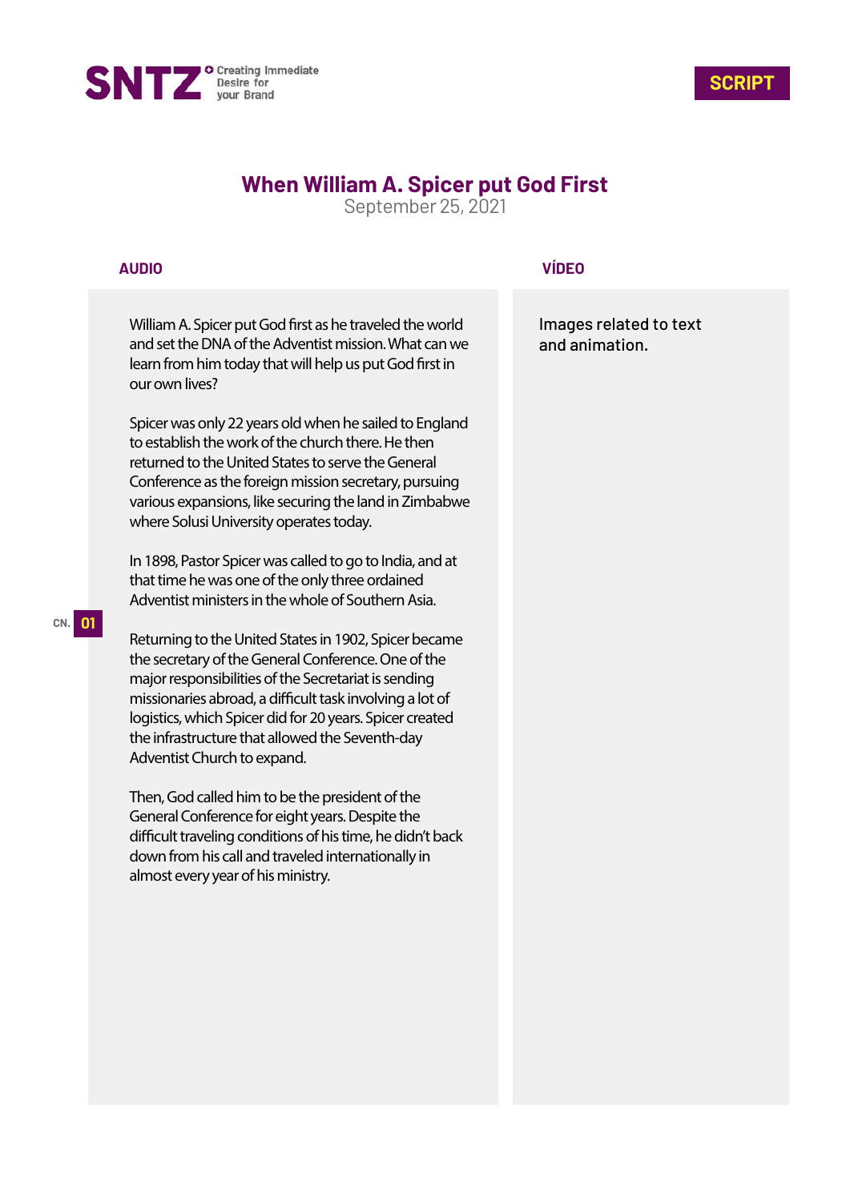SNTZ Creating Immediate Desire for your Brand

SCRIPT

# When William A. Spicer put God First

September 25, 2021

| AUDIO | VÍDEO |
|---|---|
| William A. Spicer put God first as he traveled the world and set the DNA of the Adventist mission. What can we learn from him today that will help us put God first in our own lives?<br><br>Spicer was only 22 years old when he sailed to England to establish the work of the church there. He then returned to the United States to serve the General Conference as the foreign mission secretary, pursuing various expansions, like securing the land in Zimbabwe where Solusi University operates today.<br><br>In 1898, Pastor Spicer was called to go to India, and at that time he was one of the only three ordained Adventist ministers in the whole of Southern Asia.<br><br>Returning to the United States in 1902, Spicer became the secretary of the General Conference. One of the major responsibilities of the Secretariat is sending missionaries abroad, a difficult task involving a lot of logistics, which Spicer did for 20 years. Spicer created the infrastructure that allowed the Seventh-day Adventist Church to expand.<br><br>Then, God called him to be the president of the General Conference for eight years. Despite the difficult traveling conditions of his time, he didn't back down from his call and traveled internationally in almost every year of his ministry. | Images related to text and animation. |

CN. 01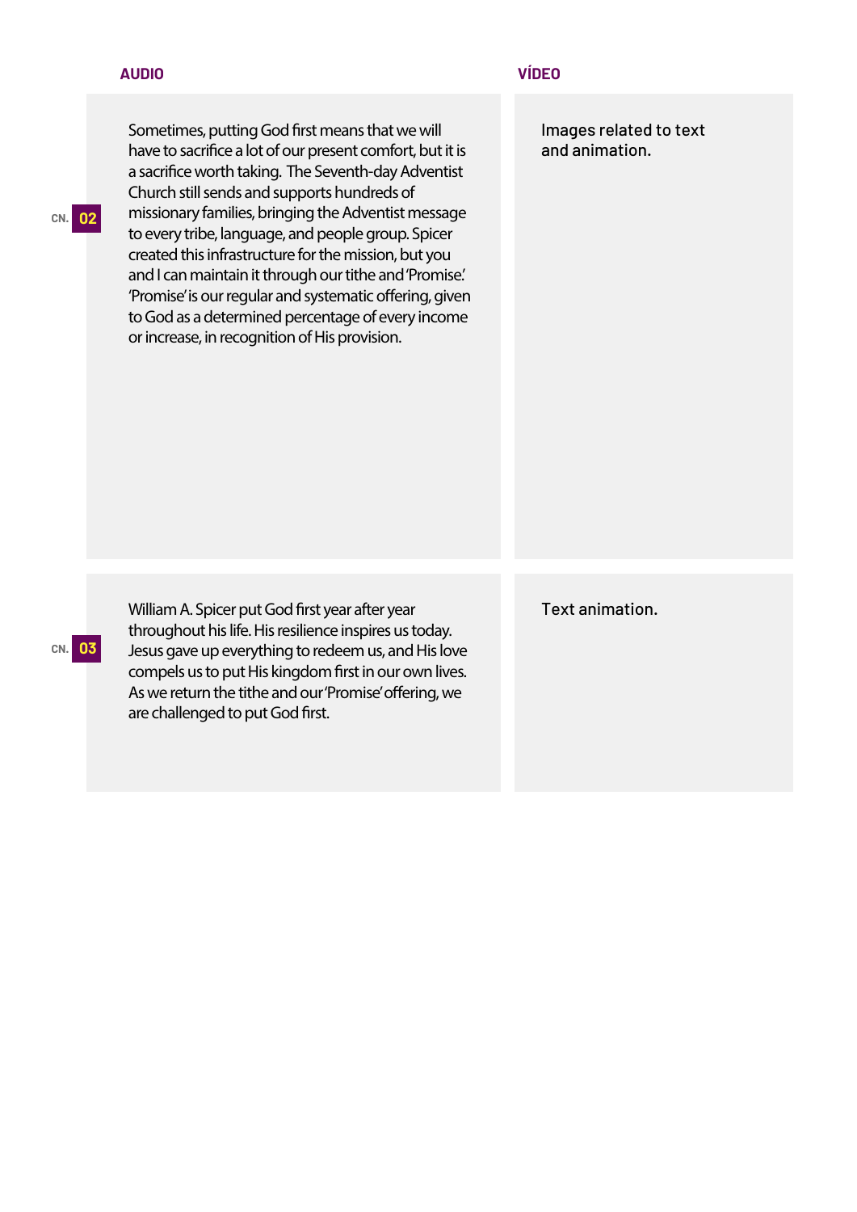| CN. | AUDIO | VÍDEO |
| --- | --- | --- |
| 02 | Sometimes, putting God first means that we will have to sacrifice a lot of our present comfort, but it is a sacrifice worth taking. The Seventh-day Adventist Church still sends and supports hundreds of missionary families, bringing the Adventist message to every tribe, language, and people group. Spicer created this infrastructure for the mission, but you and I can maintain it through our tithe and 'Promise.' 'Promise' is our regular and systematic offering, given to God as a determined percentage of every income or increase, in recognition of His provision. | Images related to text and animation. |
| 03 | William A. Spicer put God first year after year throughout his life. His resilience inspires us today. Jesus gave up everything to redeem us, and His love compels us to put His kingdom first in our own lives. As we return the tithe and our 'Promise' offering, we are challenged to put God first. | Text animation. |